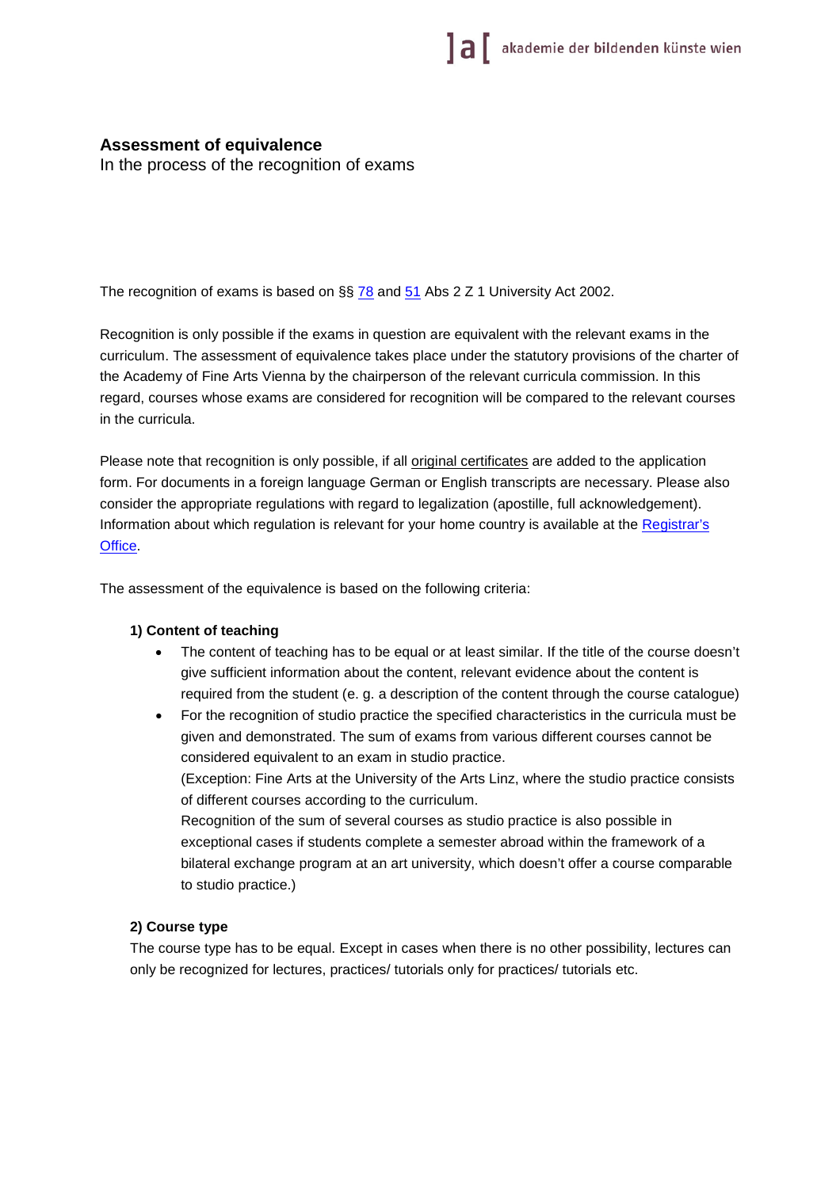## Assessment of equivalence

In the process of the recognition of exams

The recognition of exams is based on §§ 78 and 51 Abs 2 Z 1 University Act 2002.

Recognition is only possible if the exams in question are equivalent with the relevant exams in the curriculum. The assessment of equivalence takes place under the statutory provisions of the charter of the Academy of Fine Arts Vienna by the chairperson of the relevant curricula commission. In this regard, courses whose exams are considered for recognition will be compared to the relevant courses in the curricula.

Please note that recognition is only possible, if all original certificates are added to the application form. For documents in a foreign language German or English transcripts are necessary. Please also consider the appropriate regulations with regard to legalization (apostille, full acknowledgement). Information about which regulation is relevant for your home country is available at the Registrar's Office.

The assessment of the equivalence is based on the following criteria:

### 1) Content of teaching

- The content of teaching has to be equal or at least similar. If the title of the course doesn't give sufficient information about the content, relevant evidence about the content is required from the student (e. g. a description of the content through the course catalogue)
- For the recognition of studio practice the specified characteristics in the curricula must be given and demonstrated. The sum of exams from various different courses cannot be considered equivalent to an exam in studio practice.
  (Exception: Fine Arts at the University of the Arts Linz, where the studio practice consists of different courses according to the curriculum.
  Recognition of the sum of several courses as studio practice is also possible in exceptional cases if students complete a semester abroad within the framework of a bilateral exchange program at an art university, which doesn't offer a course comparable to studio practice.)

### 2) Course type

The course type has to be equal. Except in cases when there is no other possibility, lectures can only be recognized for lectures, practices/ tutorials only for practices/ tutorials etc.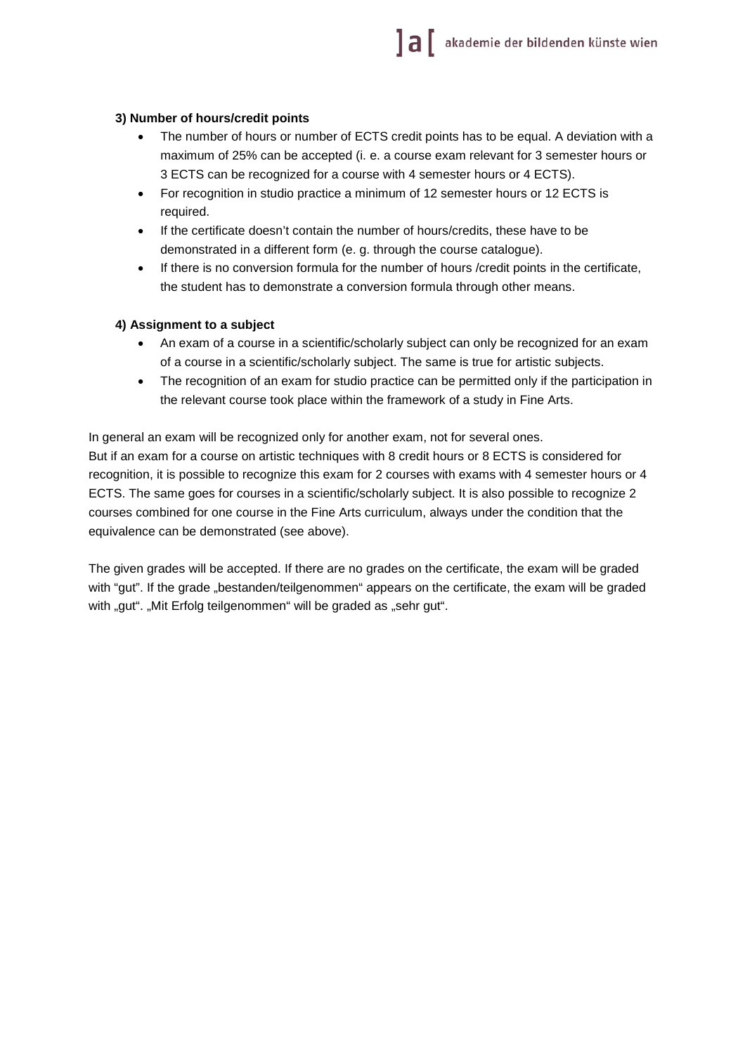**3) Number of hours/credit points**

- The number of hours or number of ECTS credit points has to be equal. A deviation with a maximum of 25% can be accepted (i. e. a course exam relevant for 3 semester hours or 3 ECTS can be recognized for a course with 4 semester hours or 4 ECTS).
- For recognition in studio practice a minimum of 12 semester hours or 12 ECTS is required.
- If the certificate doesn't contain the number of hours/credits, these have to be demonstrated in a different form (e. g. through the course catalogue).
- If there is no conversion formula for the number of hours /credit points in the certificate, the student has to demonstrate a conversion formula through other means.

**4) Assignment to a subject**

- An exam of a course in a scientific/scholarly subject can only be recognized for an exam of a course in a scientific/scholarly subject. The same is true for artistic subjects.
- The recognition of an exam for studio practice can be permitted only if the participation in the relevant course took place within the framework of a study in Fine Arts.

In general an exam will be recognized only for another exam, not for several ones.
But if an exam for a course on artistic techniques with 8 credit hours or 8 ECTS is considered for recognition, it is possible to recognize this exam for 2 courses with exams with 4 semester hours or 4 ECTS. The same goes for courses in a scientific/scholarly subject. It is also possible to recognize 2 courses combined for one course in the Fine Arts curriculum, always under the condition that the equivalence can be demonstrated (see above).

The given grades will be accepted. If there are no grades on the certificate, the exam will be graded with "gut". If the grade „bestanden/teilgenommen“ appears on the certificate, the exam will be graded with „gut“. „Mit Erfolg teilgenommen“ will be graded as „sehr gut“.